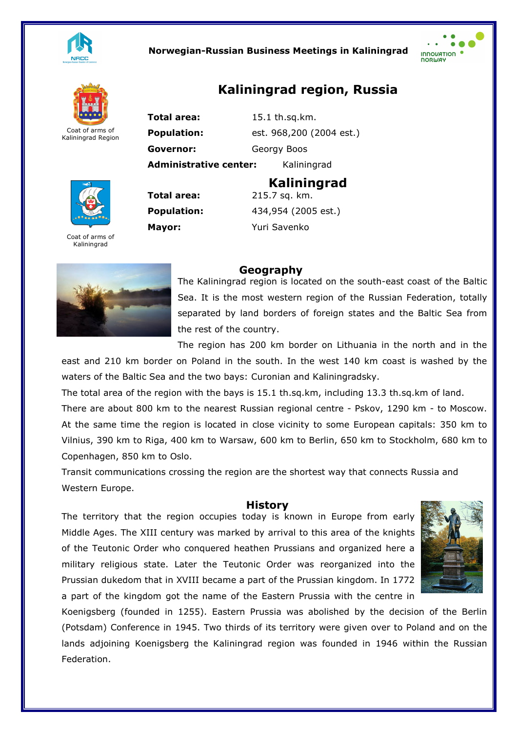Norwegian-Russian Business Meetings in Kalininggrad

# Kaliningrad region, Russia

Coat of arms of Kaliningrad Region

| | |
|---|---|
| **Total area:** | 15.1 th.sq.km. |
| **Population:** | est. 968,200 (2004 est.) |
| **Governor:** | Georgy Boos |
| **Administrative center:** | Kaliningrad |

## Kaliningrad

Coat of arms of Kaliningrad

| | |
|---|---|
| **Total area:** | 215.7 sq. km. |
| **Population:** | 434,954 (2005 est.) |
| **Mayor:** | Yuri Savenko |

## Geography

The Kaliningrad region is located on the south-east coast of the Baltic Sea. It is the most western region of the Russian Federation, totally separated by land borders of foreign states and the Baltic Sea from the rest of the country.

The region has 200 km border on Lithuania in the north and in the east and 210 km border on Poland in the south. In the west 140 km coast is washed by the waters of the Baltic Sea and the two bays: Curonian and Kaliningradsky.

The total area of the region with the bays is 15.1 th.sq.km, including 13.3 th.sq.km of land.

There are about 800 km to the nearest Russian regional centre - Pskov, 1290 km - to Moscow. At the same time the region is located in close vicinity to some European capitals: 350 km to Vilnius, 390 km to Riga, 400 km to Warsaw, 600 km to Berlin, 650 km to Stockholm, 680 km to Copenhagen, 850 km to Oslo.

Transit communications crossing the region are the shortest way that connects Russia and Western Europe.

## History

The territory that the region occupies today is known in Europe from early Middle Ages. The XIII century was marked by arrival to this area of the knights of the Teutonic Order who conquered heathen Prussians and organized here a military religious state. Later the Teutonic Order was reorganized into the Prussian dukedom that in XVIII became a part of the Prussian kingdom. In 1772 a part of the kingdom got the name of the Eastern Prussia with the centre in Koenigsberg (founded in 1255). Eastern Prussia was abolished by the decision of the Berlin (Potsdam) Conference in 1945. Two thirds of its territory were given over to Poland and on the lands adjoining Koenigsberg the Kaliningrad region was founded in 1946 within the Russian Federation.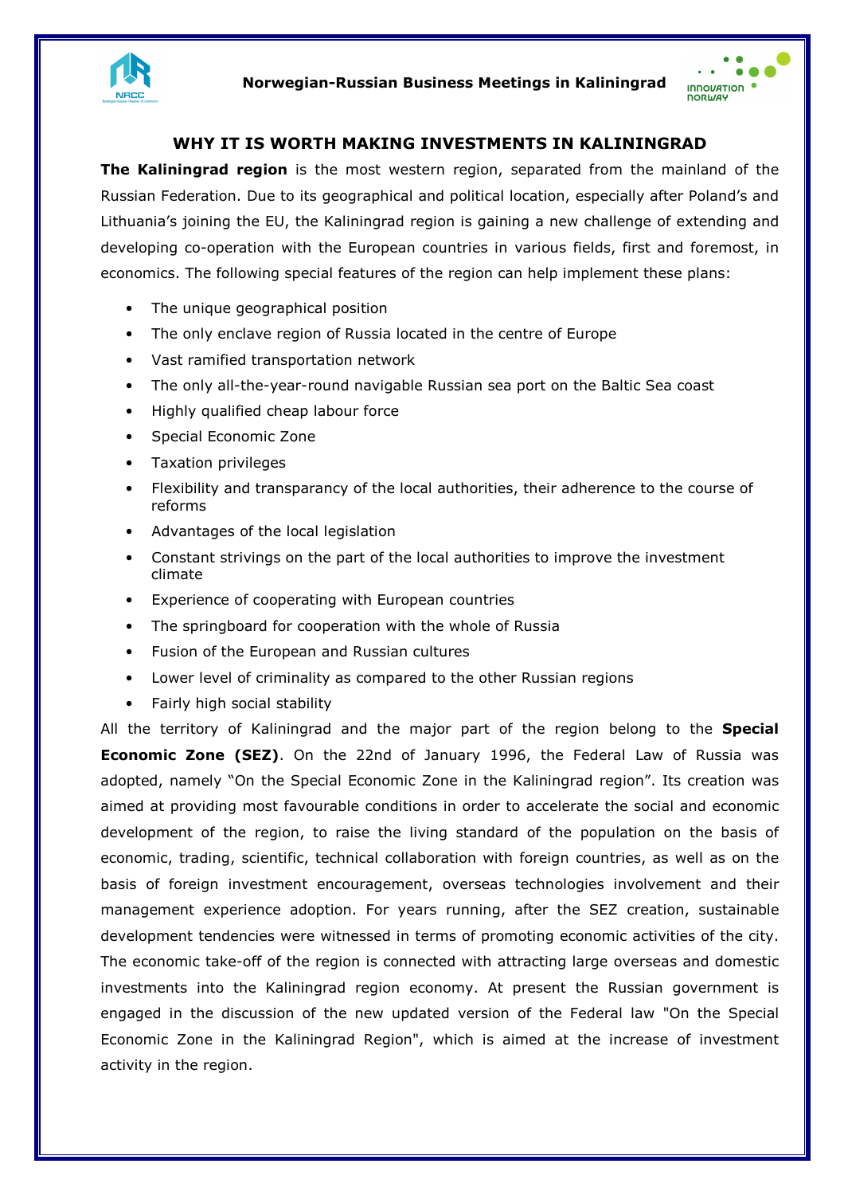## WHY IT IS WORTH MAKING INVESTMENTS IN KALININGRAD

**The Kaliningrad region** is the most western region, separated from the mainland of the Russian Federation. Due to its geographical and political location, especially after Poland's and Lithuania's joining the EU, the Kaliningrad region is gaining a new challenge of extending and developing co-operation with the European countries in various fields, first and foremost, in economics. The following special features of the region can help implement these plans:

- The unique geographical position
- The only enclave region of Russia located in the centre of Europe
- Vast ramified transportation network
- The only all-the-year-round navigable Russian sea port on the Baltic Sea coast
- Highly qualified cheap labour force
- Special Economic Zone
- Taxation privileges
- Flexibility and transparancy of the local authorities, their adherence to the course of reforms
- Advantages of the local legislation
- Constant strivings on the part of the local authorities to improve the investment climate
- Experience of cooperating with European countries
- The springboard for cooperation with the whole of Russia
- Fusion of the European and Russian cultures
- Lower level of criminality as compared to the other Russian regions
- Fairly high social stability

All the territory of Kaliningrad and the major part of the region belong to the **Special Economic Zone (SEZ)**. On the 22nd of January 1996, the Federal Law of Russia was adopted, namely "On the Special Economic Zone in the Kaliningrad region". Its creation was aimed at providing most favourable conditions in order to accelerate the social and economic development of the region, to raise the living standard of the population on the basis of economic, trading, scientific, technical collaboration with foreign countries, as well as on the basis of foreign investment encouragement, overseas technologies involvement and their management experience adoption. For years running, after the SEZ creation, sustainable development tendencies were witnessed in terms of promoting economic activities of the city. The economic take-off of the region is connected with attracting large overseas and domestic investments into the Kaliningrad region economy. At present the Russian government is engaged in the discussion of the new updated version of the Federal law "On the Special Economic Zone in the Kaliningrad Region", which is aimed at the increase of investment activity in the region.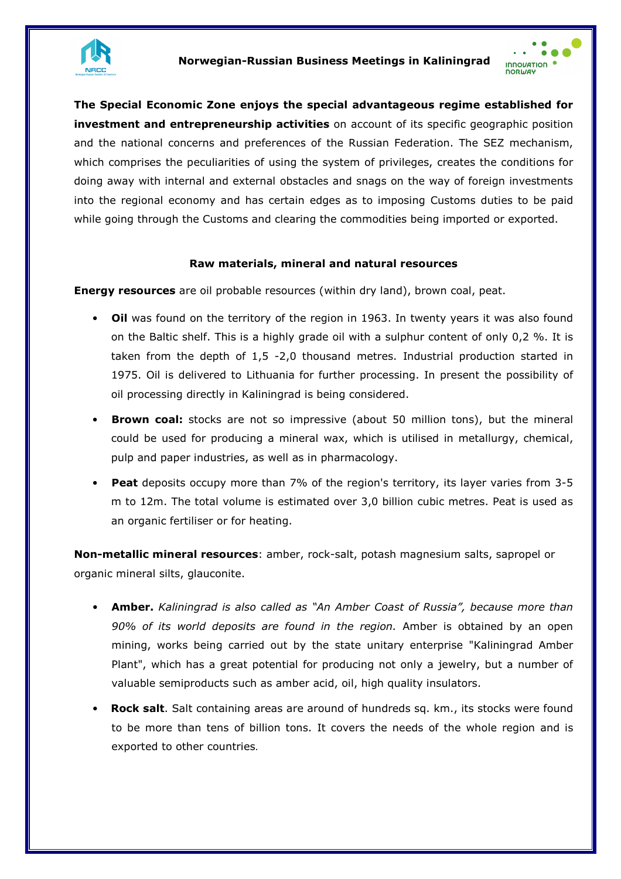**The Special Economic Zone enjoys the special advantageous regime established for investment and entrepreneurship activities** on account of its specific geographic position and the national concerns and preferences of the Russian Federation. The SEZ mechanism, which comprises the peculiarities of using the system of privileges, creates the conditions for doing away with internal and external obstacles and snags on the way of foreign investments into the regional economy and has certain edges as to imposing Customs duties to be paid while going through the Customs and clearing the commodities being imported or exported.

## Raw materials, mineral and natural resources

**Energy resources** are oil probable resources (within dry land), brown coal, peat.

- **Oil** was found on the territory of the region in 1963. In twenty years it was also found on the Baltic shelf. This is a highly grade oil with a sulphur content of only 0,2 %. It is taken from the depth of 1,5 -2,0 thousand metres. Industrial production started in 1975. Oil is delivered to Lithuania for further processing. In present the possibility of oil processing directly in Kaliningrad is being considered.
- **Brown coal:** stocks are not so impressive (about 50 million tons), but the mineral could be used for producing a mineral wax, which is utilised in metallurgy, chemical, pulp and paper industries, as well as in pharmacology.
- **Peat** deposits occupy more than 7% of the region's territory, its layer varies from 3-5 m to 12m. The total volume is estimated over 3,0 billion cubic metres. Peat is used as an organic fertiliser or for heating.

**Non-metallic mineral resources**: amber, rock-salt, potash magnesium salts, sapropel or organic mineral silts, glauconite.

- **Amber.** *Kaliningrad is also called as "An Amber Coast of Russia", because more than 90% of its world deposits are found in the region.* Amber is obtained by an open mining, works being carried out by the state unitary enterprise "Kaliningrad Amber Plant", which has a great potential for producing not only a jewelry, but a number of valuable semiproducts such as amber acid, oil, high quality insulators.
- **Rock salt**. Salt containing areas are around of hundreds sq. km., its stocks were found to be more than tens of billion tons. It covers the needs of the whole region and is exported to other countries.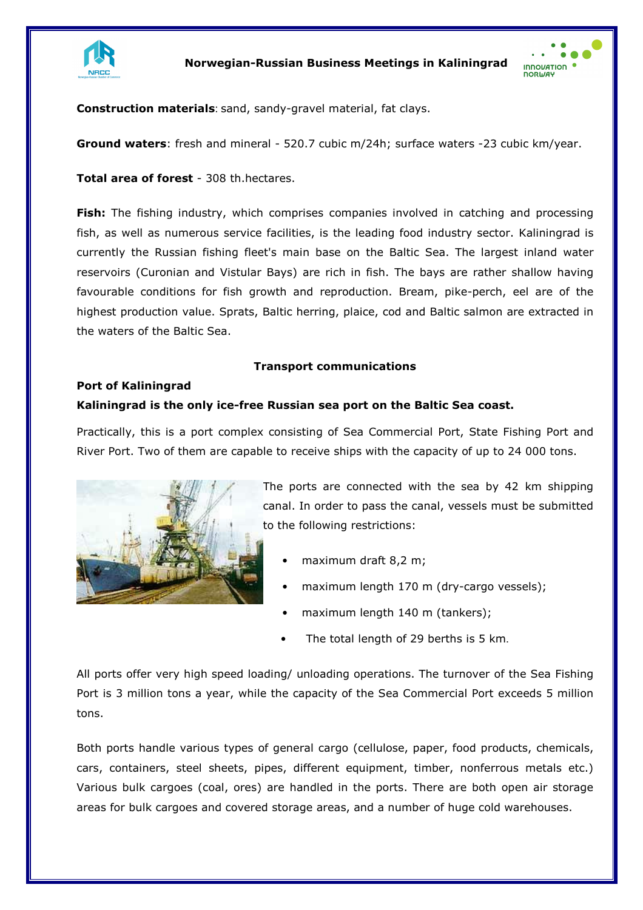**Construction materials**: sand, sandy-gravel material, fat clays.

**Ground waters**: fresh and mineral - 520.7 cubic m/24h; surface waters -23 cubic km/year.

**Total area of forest** - 308 th.hectares.

**Fish:** The fishing industry, which comprises companies involved in catching and processing fish, as well as numerous service facilities, is the leading food industry sector. Kaliningrad is currently the Russian fishing fleet's main base on the Baltic Sea. The largest inland water reservoirs (Curonian and Vistular Bays) are rich in fish. The bays are rather shallow having favourable conditions for fish growth and reproduction. Bream, pike-perch, eel are of the highest production value. Sprats, Baltic herring, plaice, cod and Baltic salmon are extracted in the waters of the Baltic Sea.

## Transport communications

**Port of Kaliningrad**

**Kaliningrad is the only ice-free Russian sea port on the Baltic Sea coast.**

Practically, this is a port complex consisting of Sea Commercial Port, State Fishing Port and River Port. Two of them are capable to receive ships with the capacity of up to 24 000 tons.

The ports are connected with the sea by 42 km shipping canal. In order to pass the canal, vessels must be submitted to the following restrictions:

- maximum draft 8,2 m;
- maximum length 170 m (dry-cargo vessels);
- maximum length 140 m (tankers);
- The total length of 29 berths is 5 km.

All ports offer very high speed loading/ unloading operations. The turnover of the Sea Fishing Port is 3 million tons a year, while the capacity of the Sea Commercial Port exceeds 5 million tons.

Both ports handle various types of general cargo (cellulose, paper, food products, chemicals, cars, containers, steel sheets, pipes, different equipment, timber, nonferrous metals etc.) Various bulk cargoes (coal, ores) are handled in the ports. There are both open air storage areas for bulk cargoes and covered storage areas, and a number of huge cold warehouses.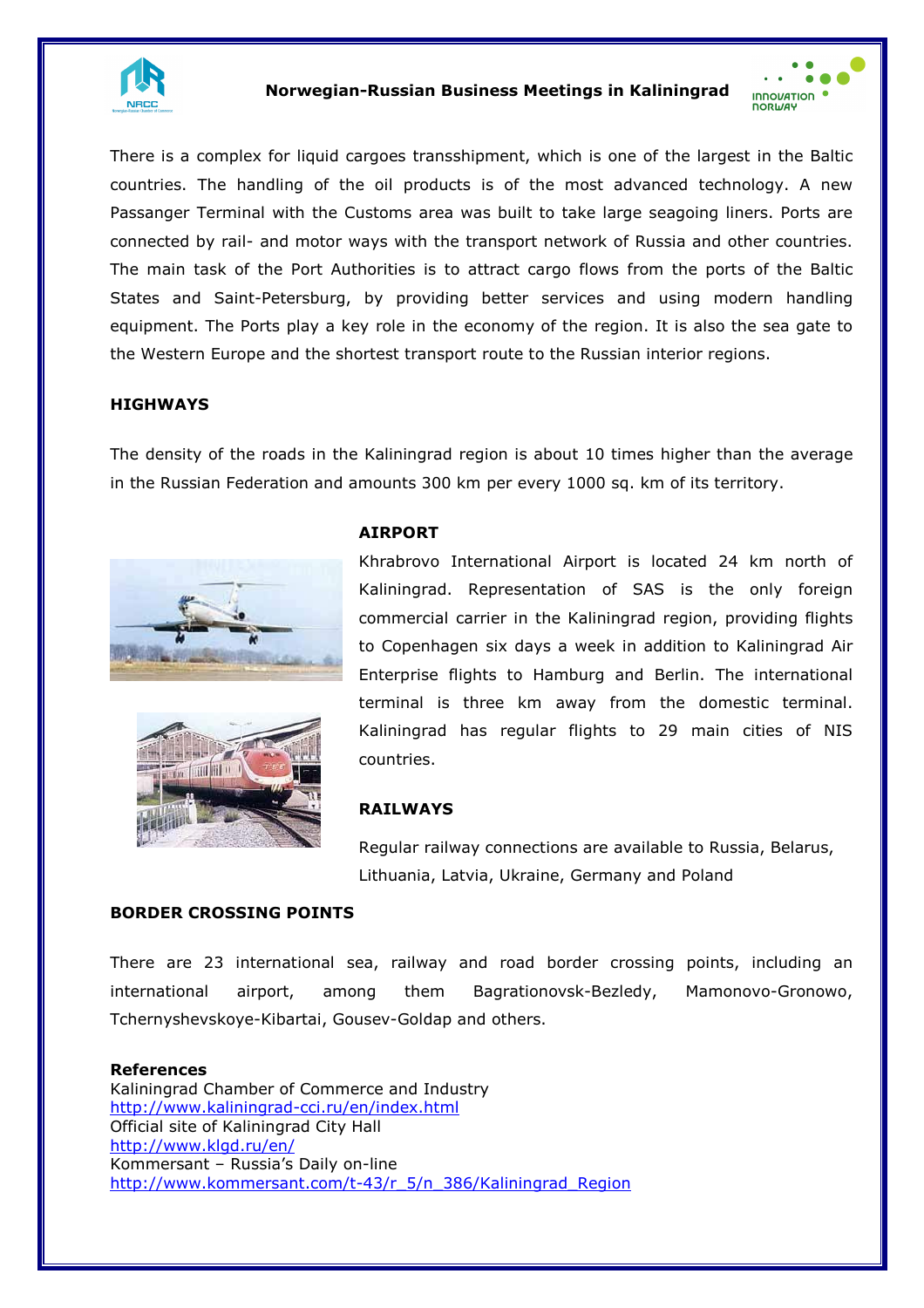There is a complex for liquid cargoes transshipment, which is one of the largest in the Baltic countries. The handling of the oil products is of the most advanced technology. A new Passanger Terminal with the Customs area was built to take large seagoing liners. Ports are connected by rail- and motor ways with the transport network of Russia and other countries. The main task of the Port Authorities is to attract cargo flows from the ports of the Baltic States and Saint-Petersburg, by providing better services and using modern handling equipment. The Ports play a key role in the economy of the region. It is also the sea gate to the Western Europe and the shortest transport route to the Russian interior regions.

**HIGHWAYS**

The density of the roads in the Kaliningrad region is about 10 times higher than the average in the Russian Federation and amounts 300 km per every 1000 sq. km of its territory.

**AIRPORT**

Khrabrovo International Airport is located 24 km north of Kaliningrad. Representation of SAS is the only foreign commercial carrier in the Kaliningrad region, providing flights to Copenhagen six days a week in addition to Kaliningrad Air Enterprise flights to Hamburg and Berlin. The international terminal is three km away from the domestic terminal. Kaliningrad has regular flights to 29 main cities of NIS countries.

**RAILWAYS**

Regular railway connections are available to Russia, Belarus, Lithuania, Latvia, Ukraine, Germany and Poland

**BORDER CROSSING POINTS**

There are 23 international sea, railway and road border crossing points, including an international airport, among them Bagrationovsk-Bezledy, Mamonovo-Gronowo, Tchernyshevskoye-Kibartai, Gousev-Goldap and others.

**References**
Kaliningrad Chamber of Commerce and Industry
http://www.kaliningrad-cci.ru/en/index.html
Official site of Kaliningrad City Hall
http://www.klgd.ru/en/
Kommersant – Russia's Daily on-line
http://www.kommersant.com/t-43/r_5/n_386/Kaliningrad_Region